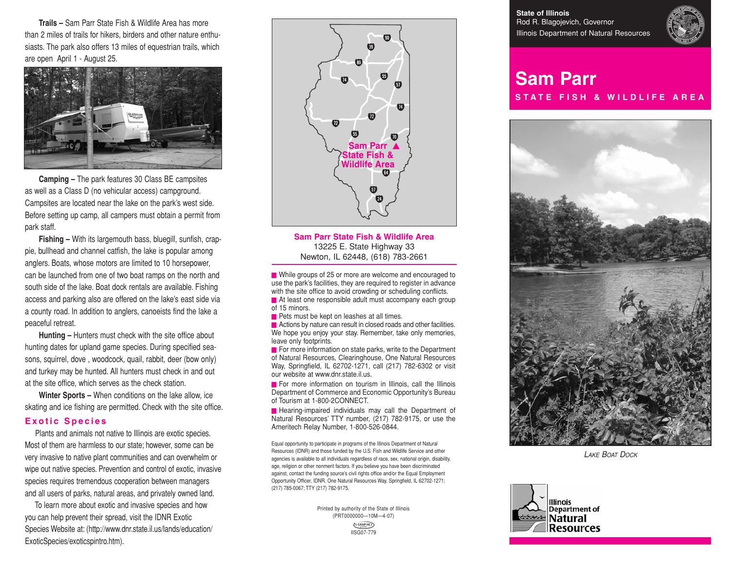**Trails –** Sam Parr State Fish & Wildlife Area has more than 2 miles of trails for hikers, birders and other nature enthusiasts. The park also offers 13 miles of equestrian trails, which are open April 1 - August 25.

**Camping –** The park features 30 Class BE campsites as well as a Class D (no vehicular access) campground. Campsites are located near the lake on the park's west side. Before setting up camp, all campers must obtain a permit from park staff.

**Fishing –** With its largemouth bass, bluegill, sunfish, crappie, bullhead and channel catfish, the lake is popular among anglers. Boats, whose motors are limited to 10 horsepower, can be launched from one of two boat ramps on the north and south side of the lake. Boat dock rentals are available. Fishing access and parking also are offered on the lake's east side via a county road. In addition to anglers, canoeists find the lake a peaceful retreat.

**Hunting –** Hunters must check with the site office about hunting dates for upland game species. During specified seasons, squirrel, dove , woodcock, quail, rabbit, deer (bow only) and turkey may be hunted. All hunters must check in and out at the site office, which serves as the check station.

**Winter Sports –** When conditions on the lake allow, ice skating and ice fishing are permitted. Check with the site office.

## Exotic Species

Plants and animals not native to Illinois are exotic species. Most of them are harmless to our state; however, some can be very invasive to native plant communities and can overwhelm or wipe out native species. Prevention and control of exotic, invasive species requires tremendous cooperation between managers and all users of parks, natural areas, and privately owned land.

To learn more about exotic and invasive species and how you can help prevent their spread, visit the IDNR Exotic Species Website at: (http://www.dnr.state.il.us/lands/education/ExoticSpecies/exoticspintro.htm).

Sam Parr State Fish & Wildlife Area

**Sam Parr State Fish & Wildlife Area**
13225 E. State Highway 33
Newton, IL 62448, (618) 783-2661

- While groups of 25 or more are welcome and encouraged to use the park's facilities, they are required to register in advance with the site office to avoid crowding or scheduling conflicts.
- At least one responsible adult must accompany each group of 15 minors.
- Pets must be kept on leashes at all times.
- Actions by nature can result in closed roads and other facilities. We hope you enjoy your stay. Remember, take only memories, leave only footprints.
- For more information on state parks, write to the Department of Natural Resources, Clearinghouse, One Natural Resources Way, Springfield, IL 62702-1271, call (217) 782-6302 or visit our website at www.dnr.state.il.us.
- For more information on tourism in Illinois, call the Illinois Department of Commerce and Economic Opportunity's Bureau of Tourism at 1-800-2CONNECT.
- Hearing-impaired individuals may call the Department of Natural Resources' TTY number, (217) 782-9175, or use the Ameritech Relay Number, 1-800-526-0844.

Equal opportunity to participate in programs of the Illinois Department of Natural Resources (IDNR) and those funded by the U.S. Fish and Wildlife Service and other agencies is available to all individuals regardless of race, sex, national origin, disability, age, religion or other nonmerit factors. If you believe you have been discriminated against, contact the funding source's civil rights office and/or the Equal Employment Opportunity Officer, IDNR, One Natural Resources Way, Springfield, IL 62702-1271; (217) 785-0067; TTY (217) 782-9175.

Printed by authority of the State of Illinois
(PRT0000000—10M—4-07)
IISG07-779

**State of Illinois**
Rod R. Blagojevich, Governor
Illinois Department of Natural Resources

# Sam Parr

## STATE FISH & WILDLIFE AREA

*Lake Boat Dock*

Illinois Department of Natural Resources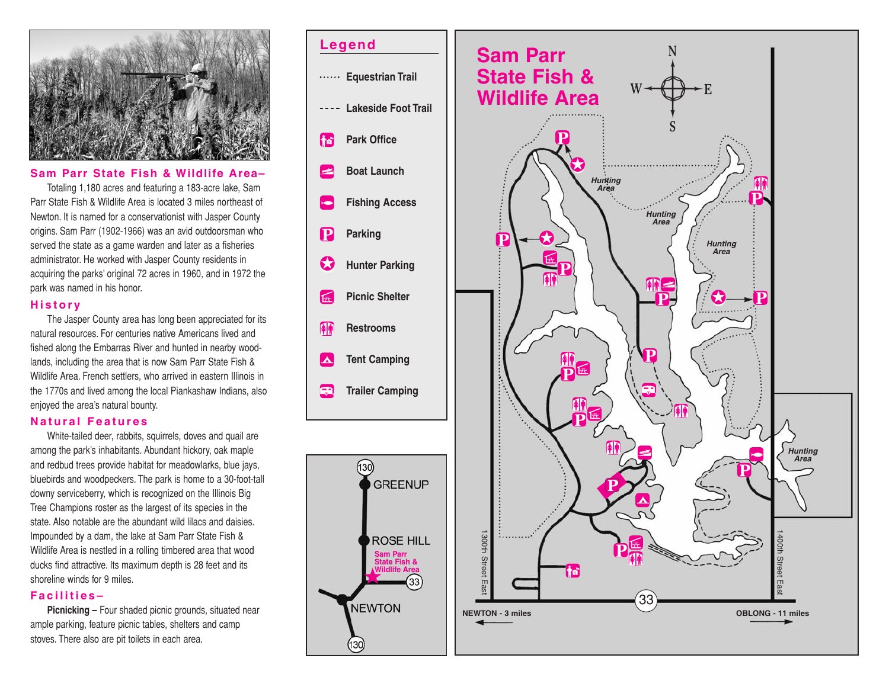## Sam Parr State Fish & Wildlife Area–

Totaling 1,180 acres and featuring a 183-acre lake, Sam Parr State Fish & Wildlife Area is located 3 miles northeast of Newton. It is named for a conservationist with Jasper County origins. Sam Parr (1902-1966) was an avid outdoorsman who served the state as a game warden and later as a fisheries administrator. He worked with Jasper County residents in acquiring the parks' original 72 acres in 1960, and in 1972 the park was named in his honor.

## History

The Jasper County area has long been appreciated for its natural resources. For centuries native Americans lived and fished along the Embarras River and hunted in nearby woodlands, including the area that is now Sam Parr State Fish & Wildlife Area. French settlers, who arrived in eastern Illinois in the 1770s and lived among the local Piankashaw Indians, also enjoyed the area's natural bounty.

## Natural Features

White-tailed deer, rabbits, squirrels, doves and quail are among the park's inhabitants. Abundant hickory, oak maple and redbud trees provide habitat for meadowlarks, blue jays, bluebirds and woodpeckers. The park is home to a 30-foot-tall downy serviceberry, which is recognized on the Illinois Big Tree Champions roster as the largest of its species in the state. Also notable are the abundant wild lilacs and daisies. Impounded by a dam, the lake at Sam Parr State Fish & Wildlife Area is nestled in a rolling timbered area that wood ducks find attractive. Its maximum depth is 28 feet and its shoreline winds for 9 miles.

## Facilities–

**Picnicking –** Four shaded picnic grounds, situated near ample parking, feature picnic tables, shelters and camp stoves. There also are pit toilets in each area.

## Legend

- Equestrian Trail
- Lakeside Foot Trail
- Park Office
- Boat Launch
- Fishing Access
- Parking
- Hunter Parking
- Picnic Shelter
- Restrooms
- Tent Camping
- Trailer Camping

130
GREENUP
ROSE HILL
Sam Parr State Fish & Wildlife Area
33
NEWTON
130

# Sam Parr State Fish & Wildlife Area

N
W E
S

Hunting Area
Hunting Area
Hunting Area
Hunting Area
1300th Street East
1400th Street East
33
NEWTON - 3 miles
OBLONG - 11 miles